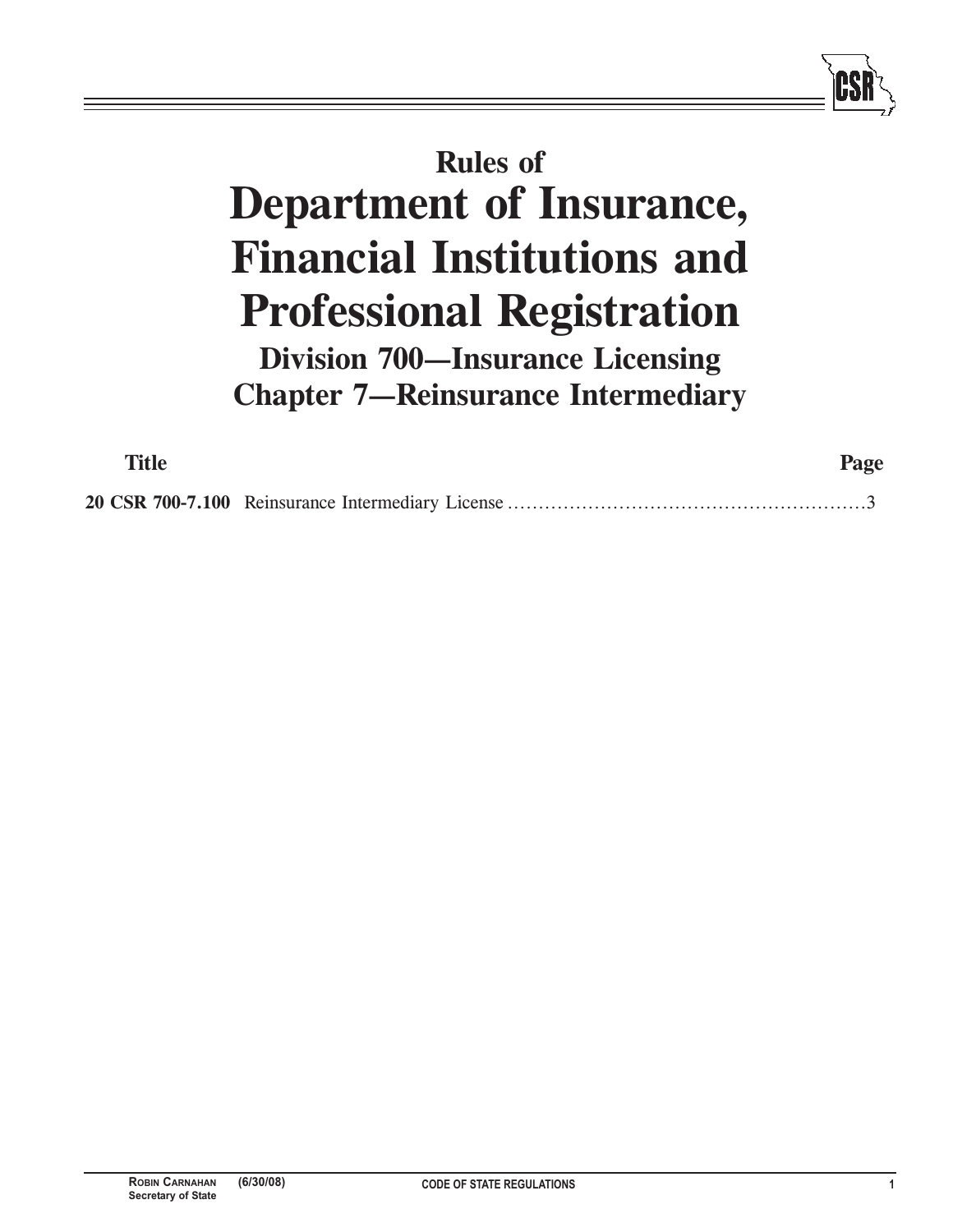# Rules of
# Department of Insurance, Financial Institutions and Professional Registration

## Division 700—Insurance Licensing
## Chapter 7—Reinsurance Intermediary

| Title | Page |
|---|---|
| **20 CSR 700-7.100** Reinsurance Intermediary License | 3 |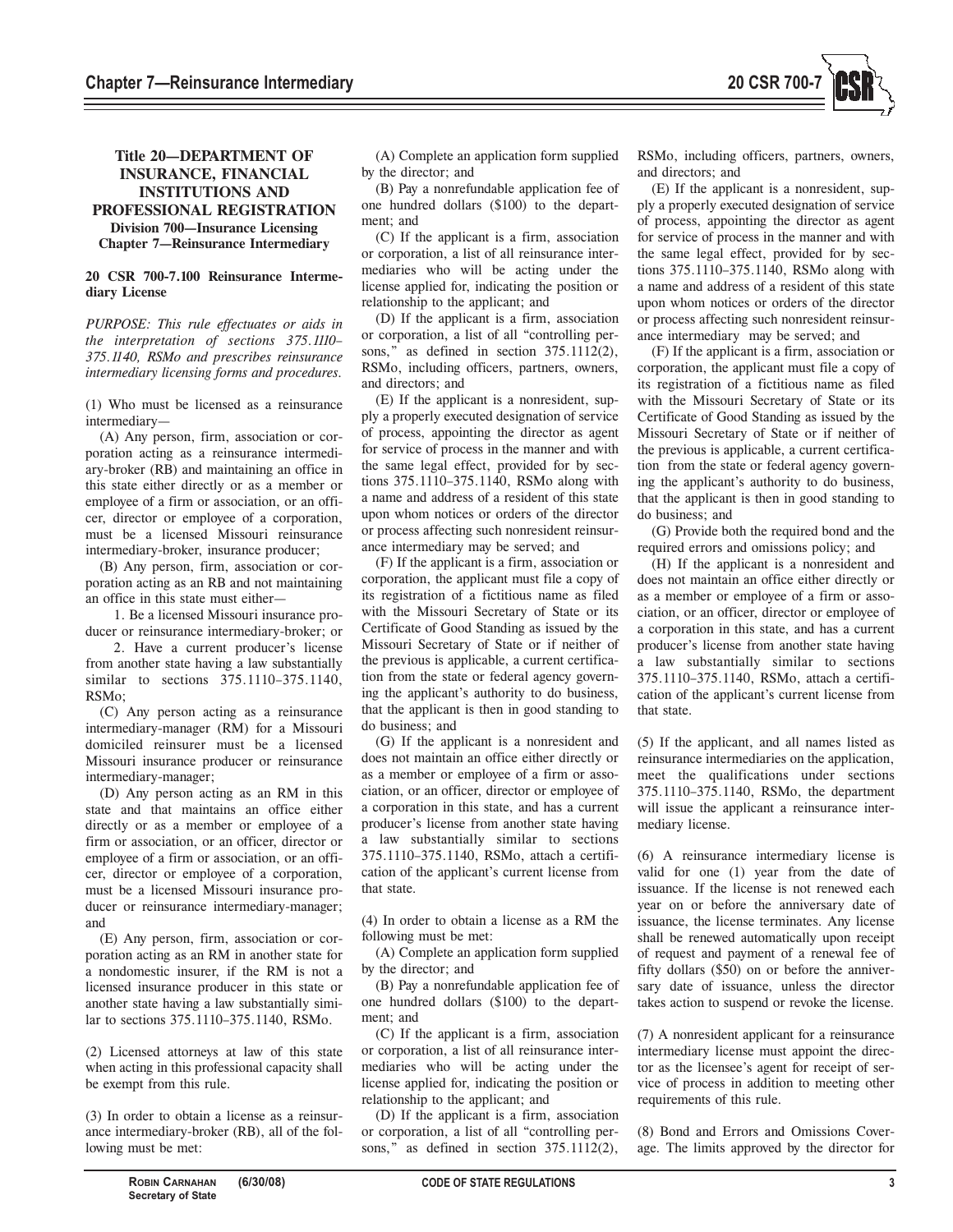# Title 20—DEPARTMENT OF INSURANCE, FINANCIAL INSTITUTIONS AND PROFESSIONAL REGISTRATION

## Division 700—Insurance Licensing

## Chapter 7—Reinsurance Intermediary

### 20 CSR 700-7.100 Reinsurance Intermediary License

*PURPOSE: This rule effectuates or aids in the interpretation of sections 375.1110–375.1140, RSMo and prescribes reinsurance intermediary licensing forms and procedures.*

(1) Who must be licensed as a reinsurance intermediary—

(A) Any person, firm, association or corporation acting as a reinsurance intermediary-broker (RB) and maintaining an office in this state either directly or as a member or employee of a firm or association, or an officer, director or employee of a corporation, must be a licensed Missouri reinsurance intermediary-broker, insurance producer;

(B) Any person, firm, association or corporation acting as an RB and not maintaining an office in this state must either—

1. Be a licensed Missouri insurance producer or reinsurance intermediary-broker; or

2. Have a current producer's license from another state having a law substantially similar to sections 375.1110–375.1140, RSMo;

(C) Any person acting as a reinsurance intermediary-manager (RM) for a Missouri domiciled reinsurer must be a licensed Missouri insurance producer or reinsurance intermediary-manager;

(D) Any person acting as an RM in this state and that maintains an office either directly or as a member or employee of a firm or association, or an officer, director or employee of a firm or association, or an officer, director or employee of a corporation, must be a licensed Missouri insurance producer or reinsurance intermediary-manager; and

(E) Any person, firm, association or corporation acting as an RM in another state for a nondomestic insurer, if the RM is not a licensed insurance producer in this state or another state having a law substantially similar to sections 375.1110–375.1140, RSMo.

(2) Licensed attorneys at law of this state when acting in this professional capacity shall be exempt from this rule.

(3) In order to obtain a license as a reinsurance intermediary-broker (RB), all of the following must be met:

(A) Complete an application form supplied by the director; and

(B) Pay a nonrefundable application fee of one hundred dollars ($100) to the department; and

(C) If the applicant is a firm, association or corporation, a list of all reinsurance intermediaries who will be acting under the license applied for, indicating the position or relationship to the applicant; and

(D) If the applicant is a firm, association or corporation, a list of all "controlling persons," as defined in section 375.1112(2), RSMo, including officers, partners, owners, and directors; and

(E) If the applicant is a nonresident, supply a properly executed designation of service of process, appointing the director as agent for service of process in the manner and with the same legal effect, provided for by sections 375.1110–375.1140, RSMo along with a name and address of a resident of this state upon whom notices or orders of the director or process affecting such nonresident reinsurance intermediary may be served; and

(F) If the applicant is a firm, association or corporation, the applicant must file a copy of its registration of a fictitious name as filed with the Missouri Secretary of State or its Certificate of Good Standing as issued by the Missouri Secretary of State or if neither of the previous is applicable, a current certification from the state or federal agency governing the applicant's authority to do business, that the applicant is then in good standing to do business; and

(G) If the applicant is a nonresident and does not maintain an office either directly or as a member or employee of a firm or association, or an officer, director or employee of a corporation in this state, and has a current producer's license from another state having a law substantially similar to sections 375.1110–375.1140, RSMo, attach a certification of the applicant's current license from that state.

(4) In order to obtain a license as a RM the following must be met:

(A) Complete an application form supplied by the director; and

(B) Pay a nonrefundable application fee of one hundred dollars ($100) to the department; and

(C) If the applicant is a firm, association or corporation, a list of all reinsurance intermediaries who will be acting under the license applied for, indicating the position or relationship to the applicant; and

(D) If the applicant is a firm, association or corporation, a list of all "controlling persons," as defined in section 375.1112(2), RSMo, including officers, partners, owners, and directors; and

(E) If the applicant is a nonresident, supply a properly executed designation of service of process, appointing the director as agent for service of process in the manner and with the same legal effect, provided for by sections 375.1110–375.1140, RSMo along with a name and address of a resident of this state upon whom notices or orders of the director or process affecting such nonresident reinsurance intermediary may be served; and

(F) If the applicant is a firm, association or corporation, the applicant must file a copy of its registration of a fictitious name as filed with the Missouri Secretary of State or its Certificate of Good Standing as issued by the Missouri Secretary of State or if neither of the previous is applicable, a current certification from the state or federal agency governing the applicant's authority to do business, that the applicant is then in good standing to do business; and

(G) Provide both the required bond and the required errors and omissions policy; and

(H) If the applicant is a nonresident and does not maintain an office either directly or as a member or employee of a firm or association, or an officer, director or employee of a corporation in this state, and has a current producer's license from another state having a law substantially similar to sections 375.1110–375.1140, RSMo, attach a certification of the applicant's current license from that state.

(5) If the applicant, and all names listed as reinsurance intermediaries on the application, meet the qualifications under sections 375.1110–375.1140, RSMo, the department will issue the applicant a reinsurance intermediary license.

(6) A reinsurance intermediary license is valid for one (1) year from the date of issuance. If the license is not renewed each year on or before the anniversary date of issuance, the license terminates. Any license shall be renewed automatically upon receipt of request and payment of a renewal fee of fifty dollars ($50) on or before the anniversary date of issuance, unless the director takes action to suspend or revoke the license.

(7) A nonresident applicant for a reinsurance intermediary license must appoint the director as the licensee's agent for receipt of service of process in addition to meeting other requirements of this rule.

(8) Bond and Errors and Omissions Coverage. The limits approved by the director for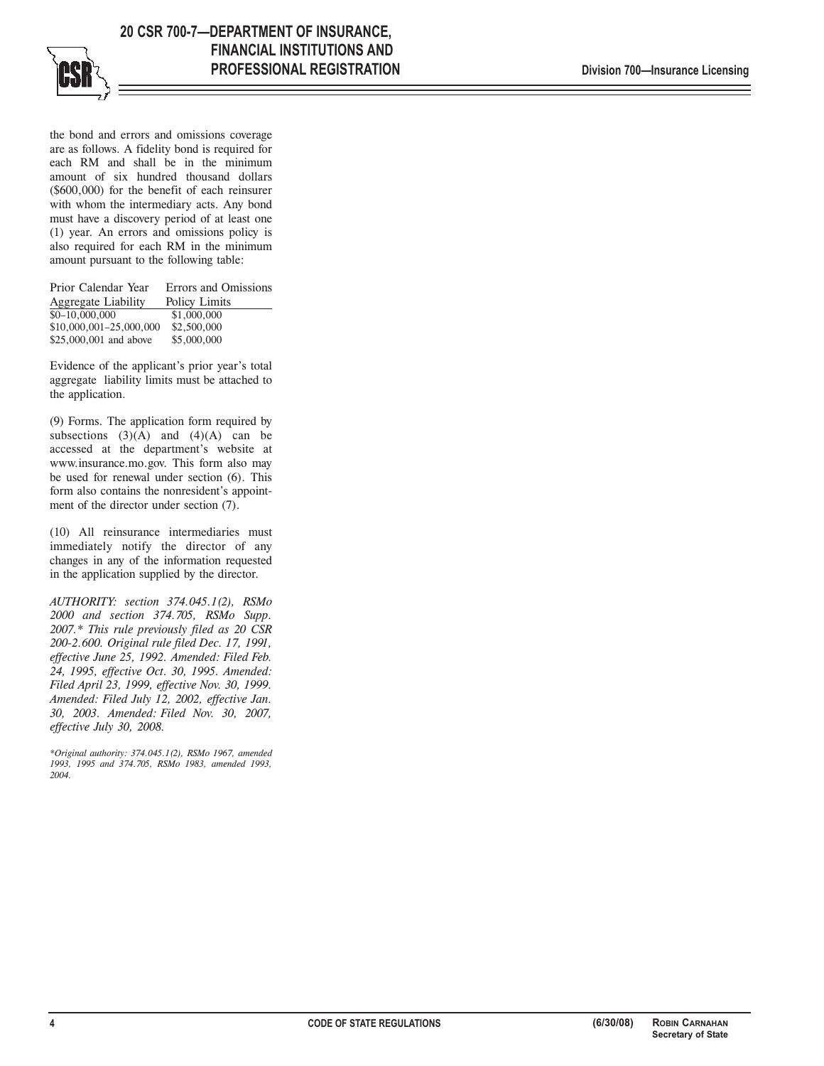the bond and errors and omissions coverage are as follows. A fidelity bond is required for each RM and shall be in the minimum amount of six hundred thousand dollars ($600,000) for the benefit of each reinsurer with whom the intermediary acts. Any bond must have a discovery period of at least one (1) year. An errors and omissions policy is also required for each RM in the minimum amount pursuant to the following table:

| Prior Calendar Year Aggregate Liability | Errors and Omissions Policy Limits |
|---|---|
| $0–10,000,000 | $1,000,000 |
| $10,000,001–25,000,000 | $2,500,000 |
| $25,000,001 and above | $5,000,000 |

Evidence of the applicant's prior year's total aggregate liability limits must be attached to the application.

(9) Forms. The application form required by subsections (3)(A) and (4)(A) can be accessed at the department's website at www.insurance.mo.gov. This form also may be used for renewal under section (6). This form also contains the nonresident's appointment of the director under section (7).

(10) All reinsurance intermediaries must immediately notify the director of any changes in any of the information requested in the application supplied by the director.

*AUTHORITY: section 374.045.1(2), RSMo 2000 and section 374.705, RSMo Supp. 2007.* This rule previously filed as 20 CSR 200-2.600. Original rule filed Dec. 17, 1991, effective June 25, 1992. Amended: Filed Feb. 24, 1995, effective Oct. 30, 1995. Amended: Filed April 23, 1999, effective Nov. 30, 1999. Amended: Filed July 12, 2002, effective Jan. 30, 2003. Amended: Filed Nov. 30, 2007, effective July 30, 2008.*

*\*Original authority: 374.045.1(2), RSMo 1967, amended 1993, 1995 and 374.705, RSMo 1983, amended 1993, 2004.*